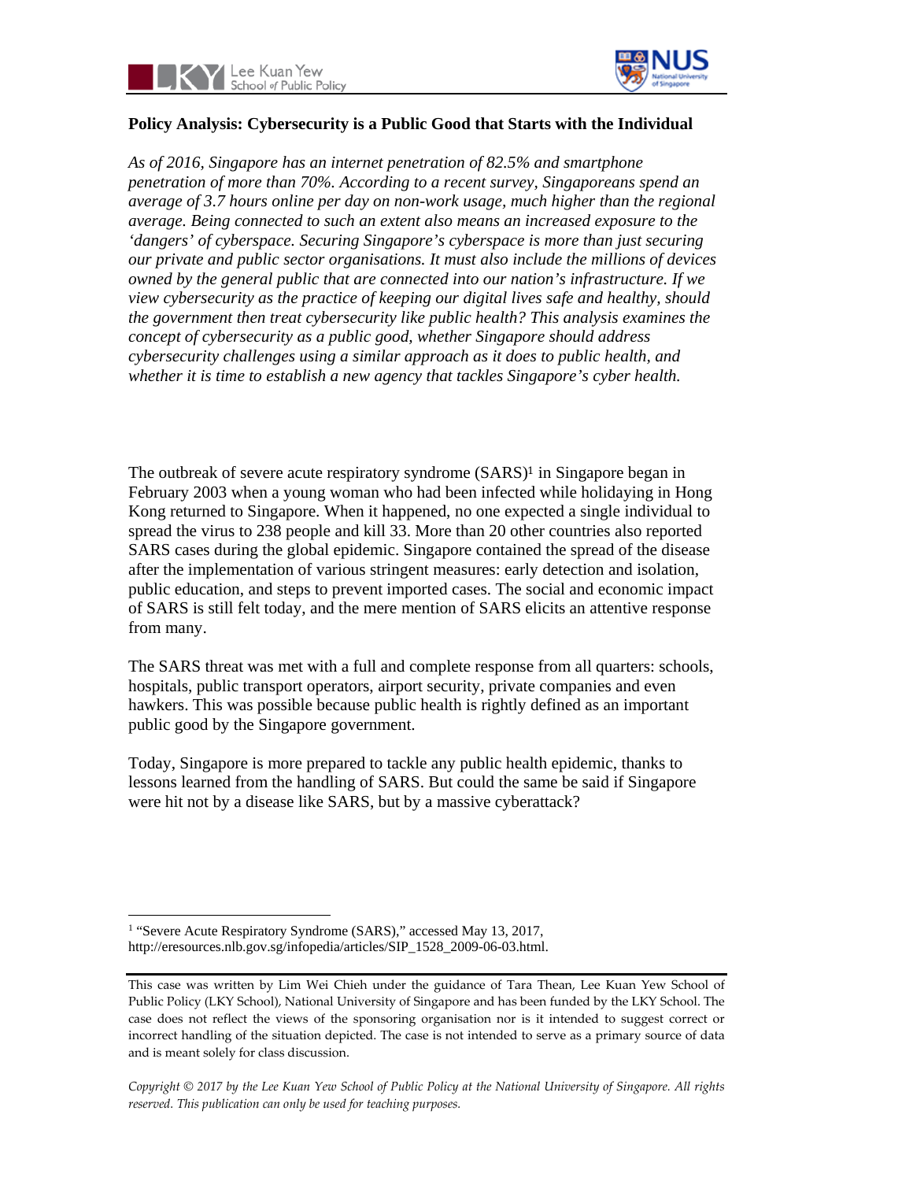# Policy Analysis: Cybersecurity is a Public Good that Starts with the Individual

*As of 2016, Singapore has an internet penetration of 82.5% and smartphone penetration of more than 70%. According to a recent survey, Singaporeans spend an average of 3.7 hours online per day on non-work usage, much higher than the regional average. Being connected to such an extent also means an increased exposure to the 'dangers' of cyberspace. Securing Singapore's cyberspace is more than just securing our private and public sector organisations. It must also include the millions of devices owned by the general public that are connected into our nation's infrastructure. If we view cybersecurity as the practice of keeping our digital lives safe and healthy, should the government then treat cybersecurity like public health? This analysis examines the concept of cybersecurity as a public good, whether Singapore should address cybersecurity challenges using a similar approach as it does to public health, and whether it is time to establish a new agency that tackles Singapore's cyber health.*

The outbreak of severe acute respiratory syndrome (SARS)[1] in Singapore began in February 2003 when a young woman who had been infected while holidaying in Hong Kong returned to Singapore. When it happened, no one expected a single individual to spread the virus to 238 people and kill 33. More than 20 other countries also reported SARS cases during the global epidemic. Singapore contained the spread of the disease after the implementation of various stringent measures: early detection and isolation, public education, and steps to prevent imported cases. The social and economic impact of SARS is still felt today, and the mere mention of SARS elicits an attentive response from many.

The SARS threat was met with a full and complete response from all quarters: schools, hospitals, public transport operators, airport security, private companies and even hawkers. This was possible because public health is rightly defined as an important public good by the Singapore government.

Today, Singapore is more prepared to tackle any public health epidemic, thanks to lessons learned from the handling of SARS. But could the same be said if Singapore were hit not by a disease like SARS, but by a massive cyberattack?

---

[1] "Severe Acute Respiratory Syndrome (SARS)," accessed May 13, 2017, http://eresources.nlb.gov.sg/infopedia/articles/SIP_1528_2009-06-03.html.

---

This case was written by Lim Wei Chieh under the guidance of Tara Thean, Lee Kuan Yew School of Public Policy (LKY School), National University of Singapore and has been funded by the LKY School. The case does not reflect the views of the sponsoring organisation nor is it intended to suggest correct or incorrect handling of the situation depicted. The case is not intended to serve as a primary source of data and is meant solely for class discussion.

*Copyright © 2017 by the Lee Kuan Yew School of Public Policy at the National University of Singapore. All rights reserved. This publication can only be used for teaching purposes.*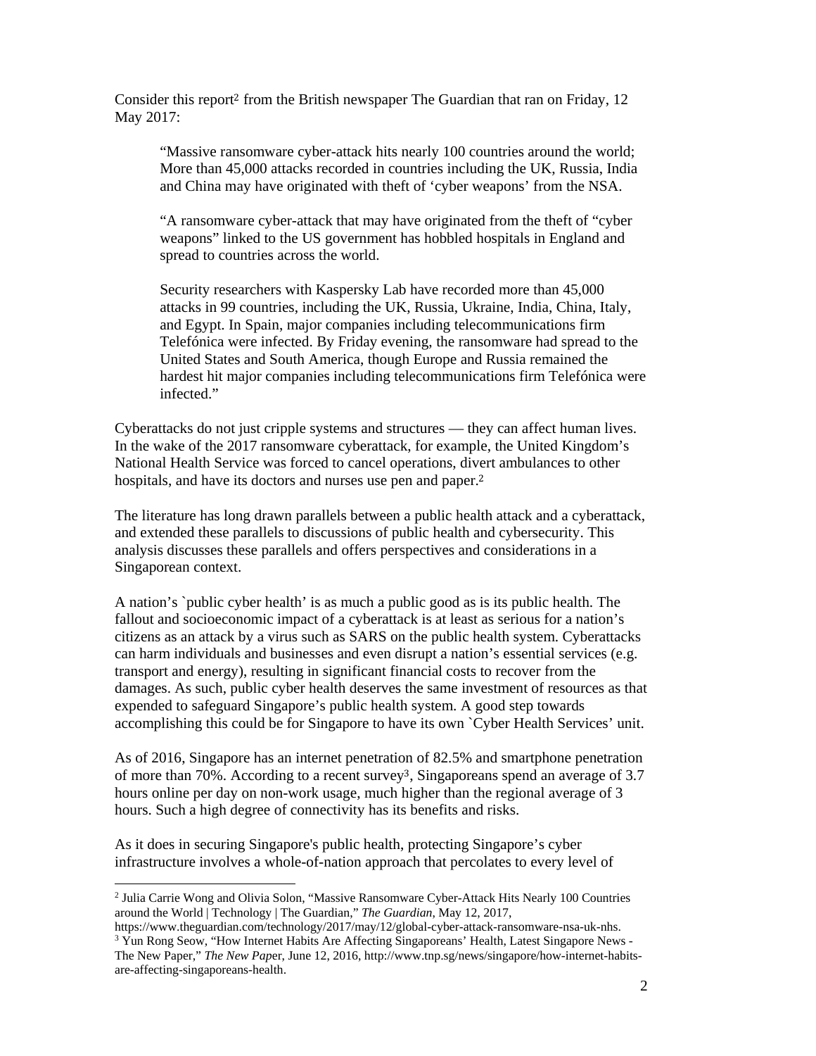Consider this report[2] from the British newspaper The Guardian that ran on Friday, 12 May 2017:

> "Massive ransomware cyber-attack hits nearly 100 countries around the world; More than 45,000 attacks recorded in countries including the UK, Russia, India and China may have originated with theft of 'cyber weapons' from the NSA.
>
> "A ransomware cyber-attack that may have originated from the theft of "cyber weapons" linked to the US government has hobbled hospitals in England and spread to countries across the world.
>
> Security researchers with Kaspersky Lab have recorded more than 45,000 attacks in 99 countries, including the UK, Russia, Ukraine, India, China, Italy, and Egypt. In Spain, major companies including telecommunications firm Telefónica were infected. By Friday evening, the ransomware had spread to the United States and South America, though Europe and Russia remained the hardest hit major companies including telecommunications firm Telefónica were infected."

Cyberattacks do not just cripple systems and structures — they can affect human lives. In the wake of the 2017 ransomware cyberattack, for example, the United Kingdom's National Health Service was forced to cancel operations, divert ambulances to other hospitals, and have its doctors and nurses use pen and paper.[2]

The literature has long drawn parallels between a public health attack and a cyberattack, and extended these parallels to discussions of public health and cybersecurity. This analysis discusses these parallels and offers perspectives and considerations in a Singaporean context.

A nation's `public cyber health' is as much a public good as is its public health. The fallout and socioeconomic impact of a cyberattack is at least as serious for a nation's citizens as an attack by a virus such as SARS on the public health system. Cyberattacks can harm individuals and businesses and even disrupt a nation's essential services (e.g. transport and energy), resulting in significant financial costs to recover from the damages. As such, public cyber health deserves the same investment of resources as that expended to safeguard Singapore's public health system. A good step towards accomplishing this could be for Singapore to have its own `Cyber Health Services' unit.

As of 2016, Singapore has an internet penetration of 82.5% and smartphone penetration of more than 70%. According to a recent survey[3], Singaporeans spend an average of 3.7 hours online per day on non-work usage, much higher than the regional average of 3 hours. Such a high degree of connectivity has its benefits and risks.

As it does in securing Singapore's public health, protecting Singapore's cyber infrastructure involves a whole-of-nation approach that percolates to every level of

---

[2] Julia Carrie Wong and Olivia Solon, "Massive Ransomware Cyber-Attack Hits Nearly 100 Countries around the World | Technology | The Guardian," *The Guardian*, May 12, 2017, https://www.theguardian.com/technology/2017/may/12/global-cyber-attack-ransomware-nsa-uk-nhs.

[3] Yun Rong Seow, "How Internet Habits Are Affecting Singaporeans' Health, Latest Singapore News - The New Paper," *The New Paper*, June 12, 2016, http://www.tnp.sg/news/singapore/how-internet-habits-are-affecting-singaporeans-health.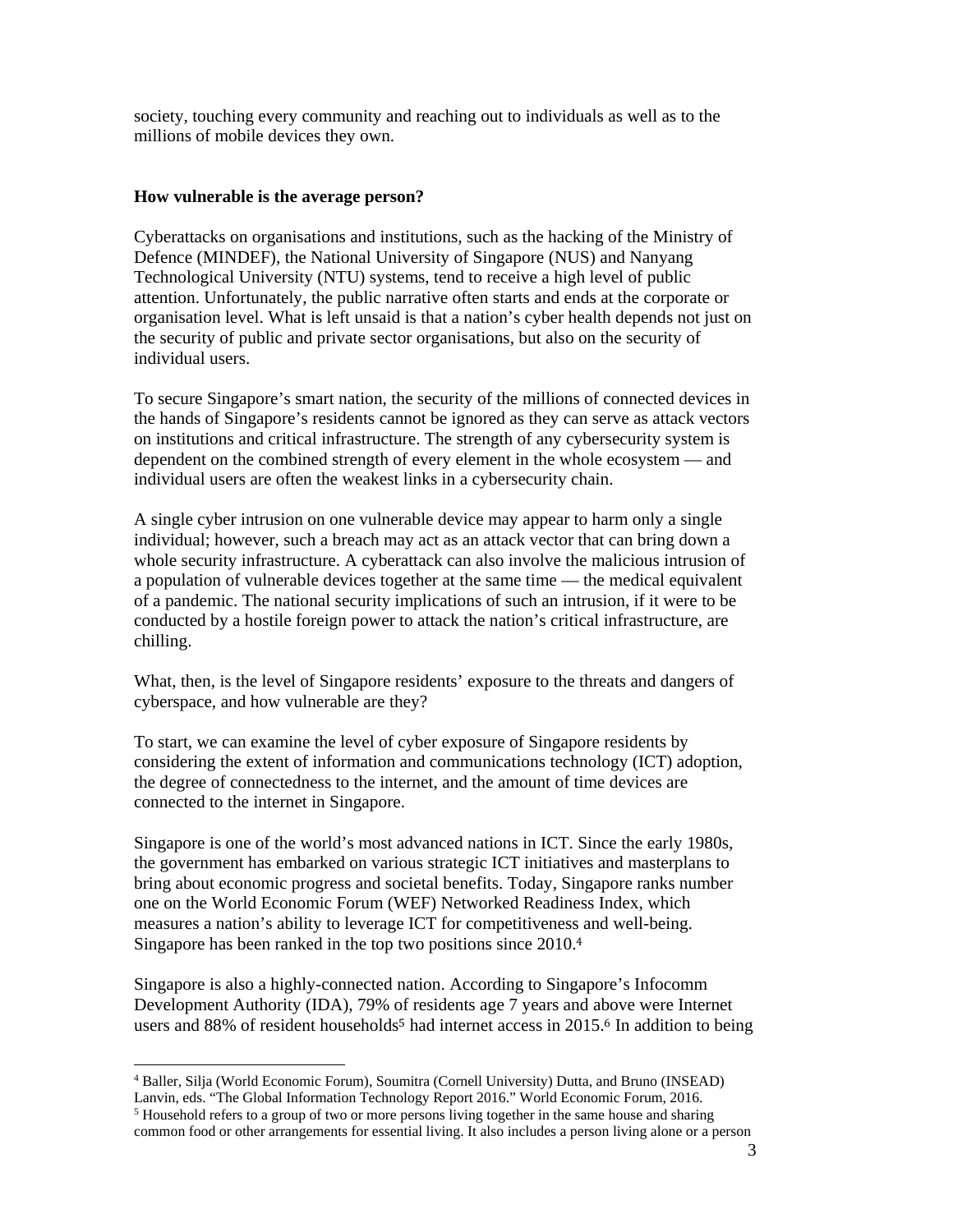society, touching every community and reaching out to individuals as well as to the millions of mobile devices they own.

**How vulnerable is the average person?**

Cyberattacks on organisations and institutions, such as the hacking of the Ministry of Defence (MINDEF), the National University of Singapore (NUS) and Nanyang Technological University (NTU) systems, tend to receive a high level of public attention. Unfortunately, the public narrative often starts and ends at the corporate or organisation level. What is left unsaid is that a nation's cyber health depends not just on the security of public and private sector organisations, but also on the security of individual users.

To secure Singapore's smart nation, the security of the millions of connected devices in the hands of Singapore's residents cannot be ignored as they can serve as attack vectors on institutions and critical infrastructure. The strength of any cybersecurity system is dependent on the combined strength of every element in the whole ecosystem — and individual users are often the weakest links in a cybersecurity chain.

A single cyber intrusion on one vulnerable device may appear to harm only a single individual; however, such a breach may act as an attack vector that can bring down a whole security infrastructure. A cyberattack can also involve the malicious intrusion of a population of vulnerable devices together at the same time — the medical equivalent of a pandemic. The national security implications of such an intrusion, if it were to be conducted by a hostile foreign power to attack the nation's critical infrastructure, are chilling.

What, then, is the level of Singapore residents' exposure to the threats and dangers of cyberspace, and how vulnerable are they?

To start, we can examine the level of cyber exposure of Singapore residents by considering the extent of information and communications technology (ICT) adoption, the degree of connectedness to the internet, and the amount of time devices are connected to the internet in Singapore.

Singapore is one of the world's most advanced nations in ICT. Since the early 1980s, the government has embarked on various strategic ICT initiatives and masterplans to bring about economic progress and societal benefits. Today, Singapore ranks number one on the World Economic Forum (WEF) Networked Readiness Index, which measures a nation's ability to leverage ICT for competitiveness and well-being. Singapore has been ranked in the top two positions since 2010.[4]

Singapore is also a highly-connected nation. According to Singapore's Infocomm Development Authority (IDA), 79% of residents age 7 years and above were Internet users and 88% of resident households[5] had internet access in 2015.[6] In addition to being

---

[4] Baller, Silja (World Economic Forum), Soumitra (Cornell University) Dutta, and Bruno (INSEAD) Lanvin, eds. "The Global Information Technology Report 2016." World Economic Forum, 2016.

[5] Household refers to a group of two or more persons living together in the same house and sharing common food or other arrangements for essential living. It also includes a person living alone or a person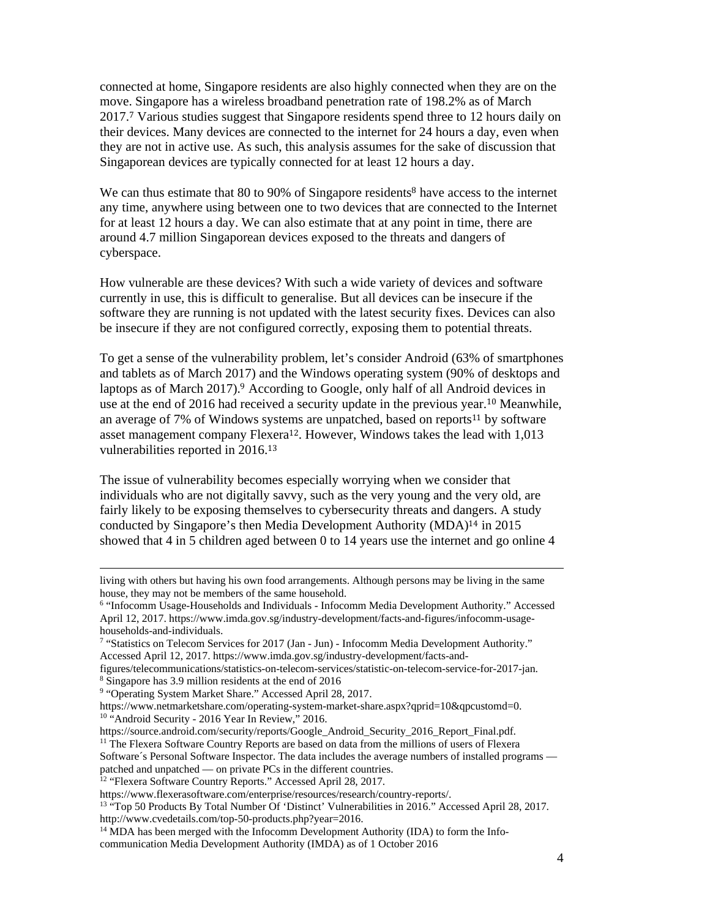connected at home, Singapore residents are also highly connected when they are on the move. Singapore has a wireless broadband penetration rate of 198.2% as of March 2017.[7] Various studies suggest that Singapore residents spend three to 12 hours daily on their devices. Many devices are connected to the internet for 24 hours a day, even when they are not in active use. As such, this analysis assumes for the sake of discussion that Singaporean devices are typically connected for at least 12 hours a day.

We can thus estimate that 80 to 90% of Singapore residents[8] have access to the internet any time, anywhere using between one to two devices that are connected to the Internet for at least 12 hours a day. We can also estimate that at any point in time, there are around 4.7 million Singaporean devices exposed to the threats and dangers of cyberspace.

How vulnerable are these devices? With such a wide variety of devices and software currently in use, this is difficult to generalise. But all devices can be insecure if the software they are running is not updated with the latest security fixes. Devices can also be insecure if they are not configured correctly, exposing them to potential threats.

To get a sense of the vulnerability problem, let's consider Android (63% of smartphones and tablets as of March 2017) and the Windows operating system (90% of desktops and laptops as of March 2017).[9] According to Google, only half of all Android devices in use at the end of 2016 had received a security update in the previous year.[10] Meanwhile, an average of 7% of Windows systems are unpatched, based on reports[11] by software asset management company Flexera[12]. However, Windows takes the lead with 1,013 vulnerabilities reported in 2016.[13]

The issue of vulnerability becomes especially worrying when we consider that individuals who are not digitally savvy, such as the very young and the very old, are fairly likely to be exposing themselves to cybersecurity threats and dangers. A study conducted by Singapore's then Media Development Authority (MDA)[14] in 2015 showed that 4 in 5 children aged between 0 to 14 years use the internet and go online 4

---

living with others but having his own food arrangements. Although persons may be living in the same house, they may not be members of the same household.

[6] "Infocomm Usage-Households and Individuals - Infocomm Media Development Authority." Accessed April 12, 2017. https://www.imda.gov.sg/industry-development/facts-and-figures/infocomm-usage-households-and-individuals.

[7] "Statistics on Telecom Services for 2017 (Jan - Jun) - Infocomm Media Development Authority." Accessed April 12, 2017. https://www.imda.gov.sg/industry-development/facts-and-figures/telecommunications/statistics-on-telecom-services/statistic-on-telecom-service-for-2017-jan.

[8] Singapore has 3.9 million residents at the end of 2016

[9] "Operating System Market Share." Accessed April 28, 2017. https://www.netmarketshare.com/operating-system-market-share.aspx?qprid=10&qpcustomd=0.

[10] "Android Security - 2016 Year In Review," 2016. https://source.android.com/security/reports/Google_Android_Security_2016_Report_Final.pdf.

[11] The Flexera Software Country Reports are based on data from the millions of users of Flexera Software´s Personal Software Inspector. The data includes the average numbers of installed programs — patched and unpatched — on private PCs in the different countries.

[12] "Flexera Software Country Reports." Accessed April 28, 2017. https://www.flexerasoftware.com/enterprise/resources/research/country-reports/.

[13] "Top 50 Products By Total Number Of 'Distinct' Vulnerabilities in 2016." Accessed April 28, 2017. http://www.cvedetails.com/top-50-products.php?year=2016.

[14] MDA has been merged with the Infocomm Development Authority (IDA) to form the Info-communication Media Development Authority (IMDA) as of 1 October 2016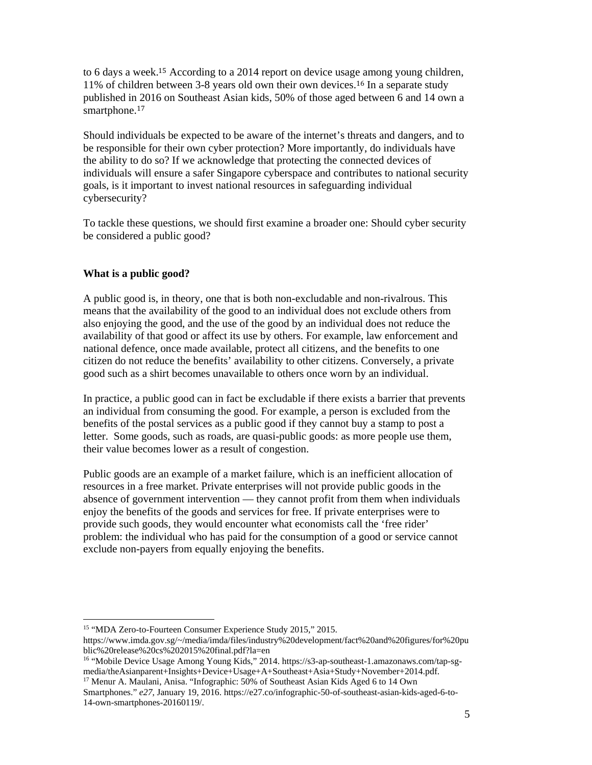to 6 days a week.[15] According to a 2014 report on device usage among young children, 11% of children between 3-8 years old own their own devices.[16] In a separate study published in 2016 on Southeast Asian kids, 50% of those aged between 6 and 14 own a smartphone.[17]

Should individuals be expected to be aware of the internet's threats and dangers, and to be responsible for their own cyber protection? More importantly, do individuals have the ability to do so? If we acknowledge that protecting the connected devices of individuals will ensure a safer Singapore cyberspace and contributes to national security goals, is it important to invest national resources in safeguarding individual cybersecurity?

To tackle these questions, we should first examine a broader one: Should cyber security be considered a public good?

**What is a public good?**

A public good is, in theory, one that is both non-excludable and non-rivalrous. This means that the availability of the good to an individual does not exclude others from also enjoying the good, and the use of the good by an individual does not reduce the availability of that good or affect its use by others. For example, law enforcement and national defence, once made available, protect all citizens, and the benefits to one citizen do not reduce the benefits' availability to other citizens. Conversely, a private good such as a shirt becomes unavailable to others once worn by an individual.

In practice, a public good can in fact be excludable if there exists a barrier that prevents an individual from consuming the good. For example, a person is excluded from the benefits of the postal services as a public good if they cannot buy a stamp to post a letter. Some goods, such as roads, are quasi-public goods: as more people use them, their value becomes lower as a result of congestion.

Public goods are an example of a market failure, which is an inefficient allocation of resources in a free market. Private enterprises will not provide public goods in the absence of government intervention — they cannot profit from them when individuals enjoy the benefits of the goods and services for free. If private enterprises were to provide such goods, they would encounter what economists call the 'free rider' problem: the individual who has paid for the consumption of a good or service cannot exclude non-payers from equally enjoying the benefits.

---

[15] "MDA Zero-to-Fourteen Consumer Experience Study 2015," 2015. https://www.imda.gov.sg/~/media/imda/files/industry%20development/fact%20and%20figures/for%20public%20release%20cs%202015%20final.pdf?la=en

[16] "Mobile Device Usage Among Young Kids," 2014. https://s3-ap-southeast-1.amazonaws.com/tap-sg-media/theAsianparent+Insights+Device+Usage+A+Southeast+Asia+Study+November+2014.pdf.

[17] Menur A. Maulani, Anisa. "Infographic: 50% of Southeast Asian Kids Aged 6 to 14 Own Smartphones." *e27*, January 19, 2016. https://e27.co/infographic-50-of-southeast-asian-kids-aged-6-to-14-own-smartphones-20160119/.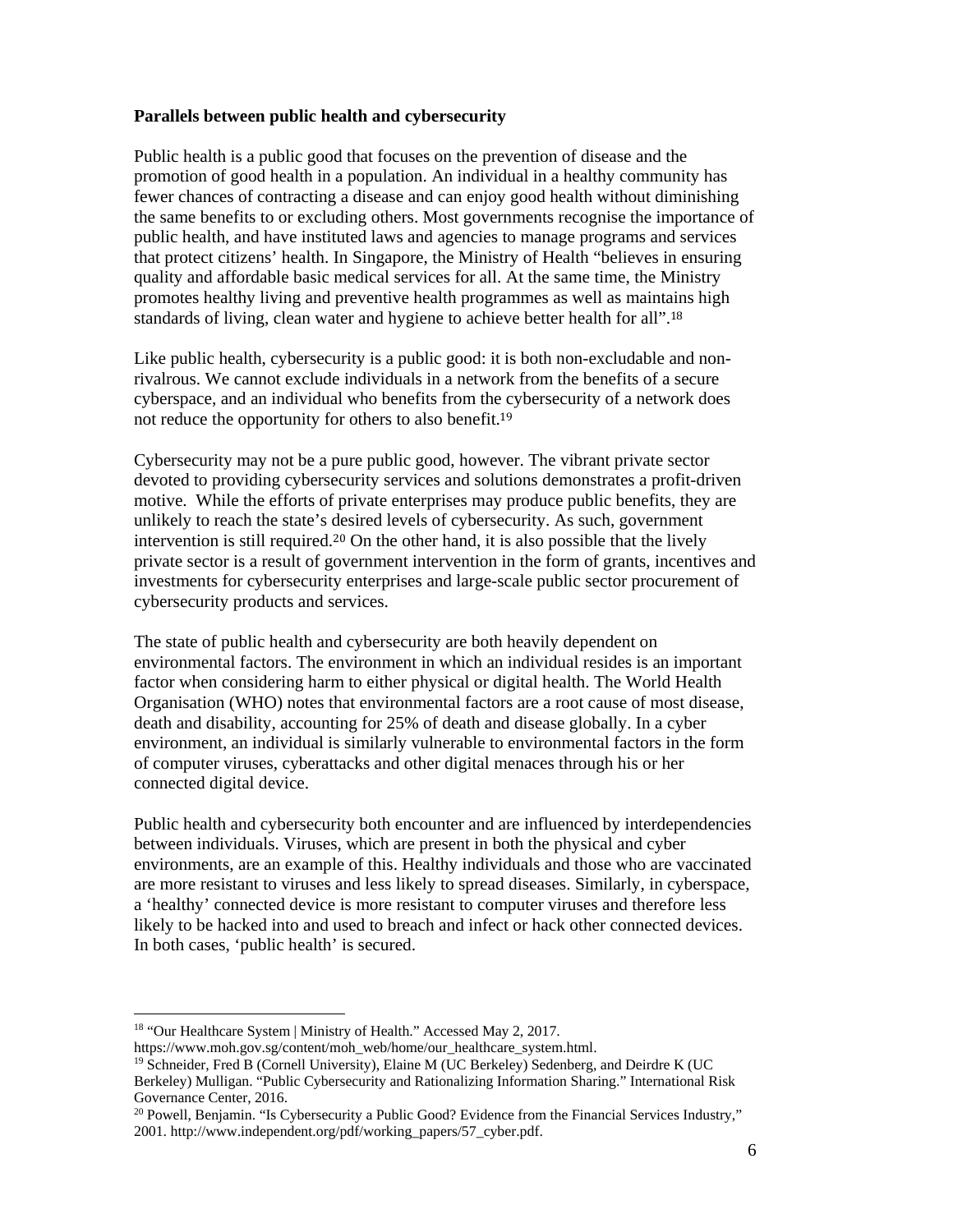**Parallels between public health and cybersecurity**

Public health is a public good that focuses on the prevention of disease and the promotion of good health in a population. An individual in a healthy community has fewer chances of contracting a disease and can enjoy good health without diminishing the same benefits to or excluding others. Most governments recognise the importance of public health, and have instituted laws and agencies to manage programs and services that protect citizens' health. In Singapore, the Ministry of Health "believes in ensuring quality and affordable basic medical services for all. At the same time, the Ministry promotes healthy living and preventive health programmes as well as maintains high standards of living, clean water and hygiene to achieve better health for all".[18]

Like public health, cybersecurity is a public good: it is both non-excludable and non-rivalrous. We cannot exclude individuals in a network from the benefits of a secure cyberspace, and an individual who benefits from the cybersecurity of a network does not reduce the opportunity for others to also benefit.[19]

Cybersecurity may not be a pure public good, however. The vibrant private sector devoted to providing cybersecurity services and solutions demonstrates a profit-driven motive. While the efforts of private enterprises may produce public benefits, they are unlikely to reach the state's desired levels of cybersecurity. As such, government intervention is still required.[20] On the other hand, it is also possible that the lively private sector is a result of government intervention in the form of grants, incentives and investments for cybersecurity enterprises and large-scale public sector procurement of cybersecurity products and services.

The state of public health and cybersecurity are both heavily dependent on environmental factors. The environment in which an individual resides is an important factor when considering harm to either physical or digital health. The World Health Organisation (WHO) notes that environmental factors are a root cause of most disease, death and disability, accounting for 25% of death and disease globally. In a cyber environment, an individual is similarly vulnerable to environmental factors in the form of computer viruses, cyberattacks and other digital menaces through his or her connected digital device.

Public health and cybersecurity both encounter and are influenced by interdependencies between individuals. Viruses, which are present in both the physical and cyber environments, are an example of this. Healthy individuals and those who are vaccinated are more resistant to viruses and less likely to spread diseases. Similarly, in cyberspace, a 'healthy' connected device is more resistant to computer viruses and therefore less likely to be hacked into and used to breach and infect or hack other connected devices. In both cases, 'public health' is secured.

---

[18] "Our Healthcare System | Ministry of Health." Accessed May 2, 2017. https://www.moh.gov.sg/content/moh_web/home/our_healthcare_system.html.

[19] Schneider, Fred B (Cornell University), Elaine M (UC Berkeley) Sedenberg, and Deirdre K (UC Berkeley) Mulligan. "Public Cybersecurity and Rationalizing Information Sharing." International Risk Governance Center, 2016.

[20] Powell, Benjamin. "Is Cybersecurity a Public Good? Evidence from the Financial Services Industry," 2001. http://www.independent.org/pdf/working_papers/57_cyber.pdf.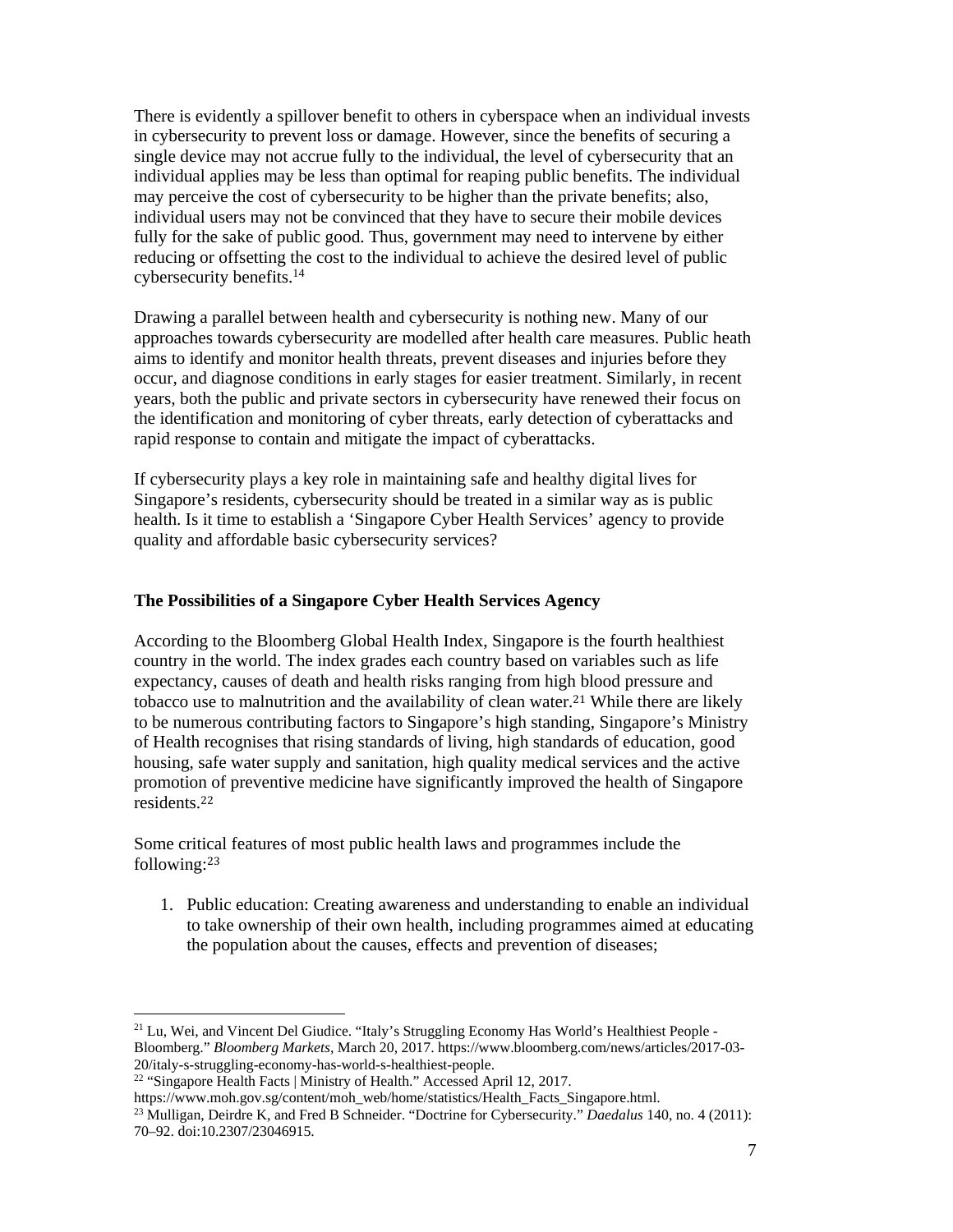There is evidently a spillover benefit to others in cyberspace when an individual invests in cybersecurity to prevent loss or damage. However, since the benefits of securing a single device may not accrue fully to the individual, the level of cybersecurity that an individual applies may be less than optimal for reaping public benefits. The individual may perceive the cost of cybersecurity to be higher than the private benefits; also, individual users may not be convinced that they have to secure their mobile devices fully for the sake of public good. Thus, government may need to intervene by either reducing or offsetting the cost to the individual to achieve the desired level of public cybersecurity benefits.[14]

Drawing a parallel between health and cybersecurity is nothing new. Many of our approaches towards cybersecurity are modelled after health care measures. Public heath aims to identify and monitor health threats, prevent diseases and injuries before they occur, and diagnose conditions in early stages for easier treatment. Similarly, in recent years, both the public and private sectors in cybersecurity have renewed their focus on the identification and monitoring of cyber threats, early detection of cyberattacks and rapid response to contain and mitigate the impact of cyberattacks.

If cybersecurity plays a key role in maintaining safe and healthy digital lives for Singapore's residents, cybersecurity should be treated in a similar way as is public health. Is it time to establish a 'Singapore Cyber Health Services' agency to provide quality and affordable basic cybersecurity services?

**The Possibilities of a Singapore Cyber Health Services Agency**

According to the Bloomberg Global Health Index, Singapore is the fourth healthiest country in the world. The index grades each country based on variables such as life expectancy, causes of death and health risks ranging from high blood pressure and tobacco use to malnutrition and the availability of clean water.[21] While there are likely to be numerous contributing factors to Singapore's high standing, Singapore's Ministry of Health recognises that rising standards of living, high standards of education, good housing, safe water supply and sanitation, high quality medical services and the active promotion of preventive medicine have significantly improved the health of Singapore residents.[22]

Some critical features of most public health laws and programmes include the following:[23]

1. Public education: Creating awareness and understanding to enable an individual to take ownership of their own health, including programmes aimed at educating the population about the causes, effects and prevention of diseases;

---

[21] Lu, Wei, and Vincent Del Giudice. "Italy's Struggling Economy Has World's Healthiest People - Bloomberg." *Bloomberg Markets*, March 20, 2017. https://www.bloomberg.com/news/articles/2017-03-20/italy-s-struggling-economy-has-world-s-healthiest-people.

[22] "Singapore Health Facts | Ministry of Health." Accessed April 12, 2017. https://www.moh.gov.sg/content/moh_web/home/statistics/Health_Facts_Singapore.html.

[23] Mulligan, Deirdre K, and Fred B Schneider. "Doctrine for Cybersecurity." *Daedalus* 140, no. 4 (2011): 70–92. doi:10.2307/23046915.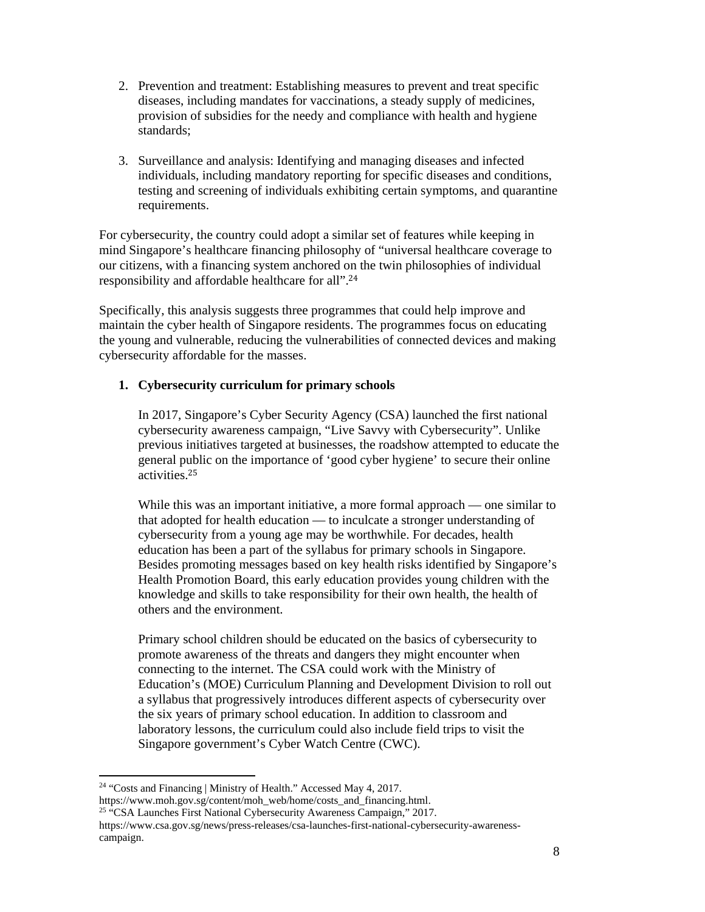2. Prevention and treatment: Establishing measures to prevent and treat specific diseases, including mandates for vaccinations, a steady supply of medicines, provision of subsidies for the needy and compliance with health and hygiene standards;

3. Surveillance and analysis: Identifying and managing diseases and infected individuals, including mandatory reporting for specific diseases and conditions, testing and screening of individuals exhibiting certain symptoms, and quarantine requirements.

For cybersecurity, the country could adopt a similar set of features while keeping in mind Singapore's healthcare financing philosophy of "universal healthcare coverage to our citizens, with a financing system anchored on the twin philosophies of individual responsibility and affordable healthcare for all".[24]

Specifically, this analysis suggests three programmes that could help improve and maintain the cyber health of Singapore residents. The programmes focus on educating the young and vulnerable, reducing the vulnerabilities of connected devices and making cybersecurity affordable for the masses.

**1. Cybersecurity curriculum for primary schools**

In 2017, Singapore's Cyber Security Agency (CSA) launched the first national cybersecurity awareness campaign, "Live Savvy with Cybersecurity". Unlike previous initiatives targeted at businesses, the roadshow attempted to educate the general public on the importance of 'good cyber hygiene' to secure their online activities.[25]

While this was an important initiative, a more formal approach — one similar to that adopted for health education — to inculcate a stronger understanding of cybersecurity from a young age may be worthwhile. For decades, health education has been a part of the syllabus for primary schools in Singapore. Besides promoting messages based on key health risks identified by Singapore's Health Promotion Board, this early education provides young children with the knowledge and skills to take responsibility for their own health, the health of others and the environment.

Primary school children should be educated on the basics of cybersecurity to promote awareness of the threats and dangers they might encounter when connecting to the internet. The CSA could work with the Ministry of Education's (MOE) Curriculum Planning and Development Division to roll out a syllabus that progressively introduces different aspects of cybersecurity over the six years of primary school education. In addition to classroom and laboratory lessons, the curriculum could also include field trips to visit the Singapore government's Cyber Watch Centre (CWC).

---

[24] "Costs and Financing | Ministry of Health." Accessed May 4, 2017. https://www.moh.gov.sg/content/moh_web/home/costs_and_financing.html.

[25] "CSA Launches First National Cybersecurity Awareness Campaign," 2017. https://www.csa.gov.sg/news/press-releases/csa-launches-first-national-cybersecurity-awareness-campaign.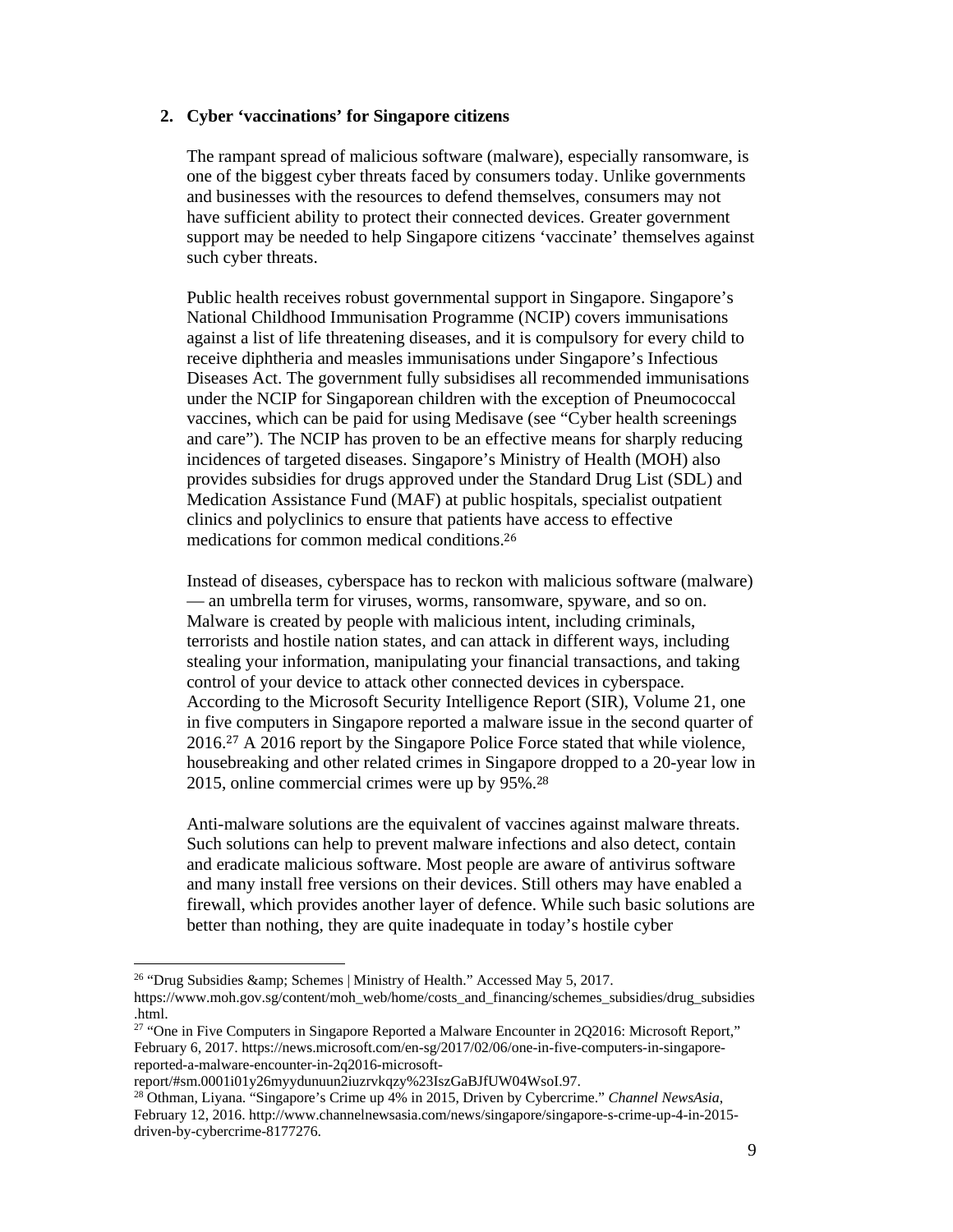## 2. Cyber 'vaccinations' for Singapore citizens

The rampant spread of malicious software (malware), especially ransomware, is one of the biggest cyber threats faced by consumers today. Unlike governments and businesses with the resources to defend themselves, consumers may not have sufficient ability to protect their connected devices. Greater government support may be needed to help Singapore citizens 'vaccinate' themselves against such cyber threats.

Public health receives robust governmental support in Singapore. Singapore's National Childhood Immunisation Programme (NCIP) covers immunisations against a list of life threatening diseases, and it is compulsory for every child to receive diphtheria and measles immunisations under Singapore's Infectious Diseases Act. The government fully subsidises all recommended immunisations under the NCIP for Singaporean children with the exception of Pneumococcal vaccines, which can be paid for using Medisave (see "Cyber health screenings and care"). The NCIP has proven to be an effective means for sharply reducing incidences of targeted diseases. Singapore's Ministry of Health (MOH) also provides subsidies for drugs approved under the Standard Drug List (SDL) and Medication Assistance Fund (MAF) at public hospitals, specialist outpatient clinics and polyclinics to ensure that patients have access to effective medications for common medical conditions.[26]

Instead of diseases, cyberspace has to reckon with malicious software (malware) — an umbrella term for viruses, worms, ransomware, spyware, and so on. Malware is created by people with malicious intent, including criminals, terrorists and hostile nation states, and can attack in different ways, including stealing your information, manipulating your financial transactions, and taking control of your device to attack other connected devices in cyberspace. According to the Microsoft Security Intelligence Report (SIR), Volume 21, one in five computers in Singapore reported a malware issue in the second quarter of 2016.[27] A 2016 report by the Singapore Police Force stated that while violence, housebreaking and other related crimes in Singapore dropped to a 20-year low in 2015, online commercial crimes were up by 95%.[28]

Anti-malware solutions are the equivalent of vaccines against malware threats. Such solutions can help to prevent malware infections and also detect, contain and eradicate malicious software. Most people are aware of antivirus software and many install free versions on their devices. Still others may have enabled a firewall, which provides another layer of defence. While such basic solutions are better than nothing, they are quite inadequate in today's hostile cyber

---

[26] "Drug Subsidies &amp; Schemes | Ministry of Health." Accessed May 5, 2017. https://www.moh.gov.sg/content/moh_web/home/costs_and_financing/schemes_subsidies/drug_subsidies.html.

[27] "One in Five Computers in Singapore Reported a Malware Encounter in 2Q2016: Microsoft Report," February 6, 2017. https://news.microsoft.com/en-sg/2017/02/06/one-in-five-computers-in-singapore-reported-a-malware-encounter-in-2q2016-microsoft-report/#sm.0001i01y26myydunuun2iuzrvkqzy%23IszGaBJfUW04WsoI.97.

[28] Othman, Liyana. "Singapore's Crime up 4% in 2015, Driven by Cybercrime." *Channel NewsAsia*, February 12, 2016. http://www.channelnewsasia.com/news/singapore/singapore-s-crime-up-4-in-2015-driven-by-cybercrime-8177276.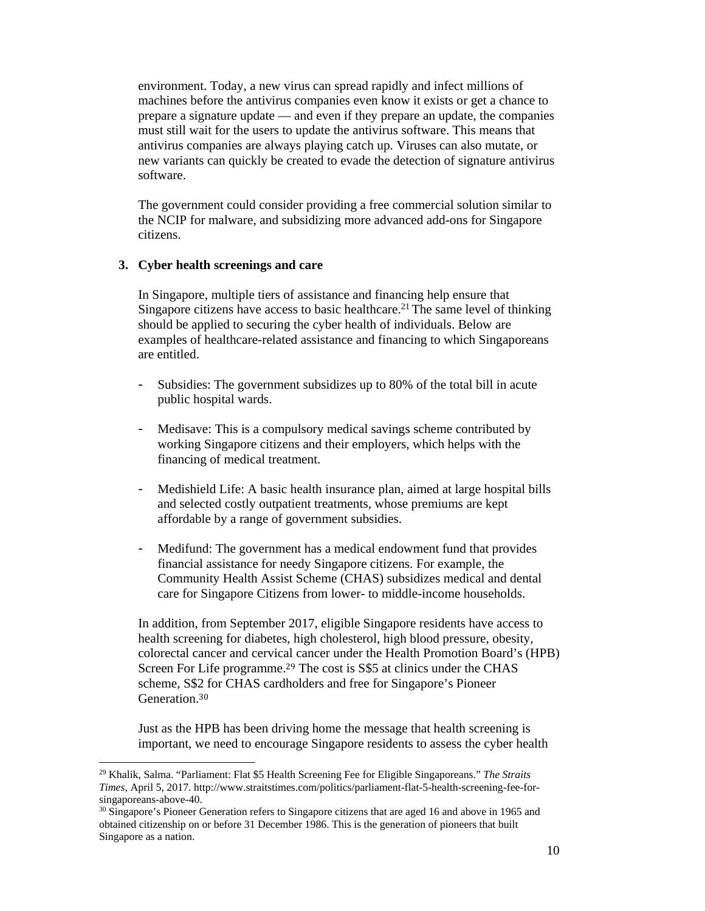environment. Today, a new virus can spread rapidly and infect millions of machines before the antivirus companies even know it exists or get a chance to prepare a signature update — and even if they prepare an update, the companies must still wait for the users to update the antivirus software. This means that antivirus companies are always playing catch up. Viruses can also mutate, or new variants can quickly be created to evade the detection of signature antivirus software.

The government could consider providing a free commercial solution similar to the NCIP for malware, and subsidizing more advanced add-ons for Singapore citizens.

### 3. Cyber health screenings and care

In Singapore, multiple tiers of assistance and financing help ensure that Singapore citizens have access to basic healthcare.[21] The same level of thinking should be applied to securing the cyber health of individuals. Below are examples of healthcare-related assistance and financing to which Singaporeans are entitled.

- Subsidies: The government subsidizes up to 80% of the total bill in acute public hospital wards.

- Medisave: This is a compulsory medical savings scheme contributed by working Singapore citizens and their employers, which helps with the financing of medical treatment.

- Medishield Life: A basic health insurance plan, aimed at large hospital bills and selected costly outpatient treatments, whose premiums are kept affordable by a range of government subsidies.

- Medifund: The government has a medical endowment fund that provides financial assistance for needy Singapore citizens. For example, the Community Health Assist Scheme (CHAS) subsidizes medical and dental care for Singapore Citizens from lower- to middle-income households.

In addition, from September 2017, eligible Singapore residents have access to health screening for diabetes, high cholesterol, high blood pressure, obesity, colorectal cancer and cervical cancer under the Health Promotion Board's (HPB) Screen For Life programme.[29] The cost is S$5 at clinics under the CHAS scheme, S$2 for CHAS cardholders and free for Singapore's Pioneer Generation.[30]

Just as the HPB has been driving home the message that health screening is important, we need to encourage Singapore residents to assess the cyber health

---

[29] Khalik, Salma. "Parliament: Flat $5 Health Screening Fee for Eligible Singaporeans." *The Straits Times*, April 5, 2017. http://www.straitstimes.com/politics/parliament-flat-5-health-screening-fee-for-singaporeans-above-40.

[30] Singapore's Pioneer Generation refers to Singapore citizens that are aged 16 and above in 1965 and obtained citizenship on or before 31 December 1986. This is the generation of pioneers that built Singapore as a nation.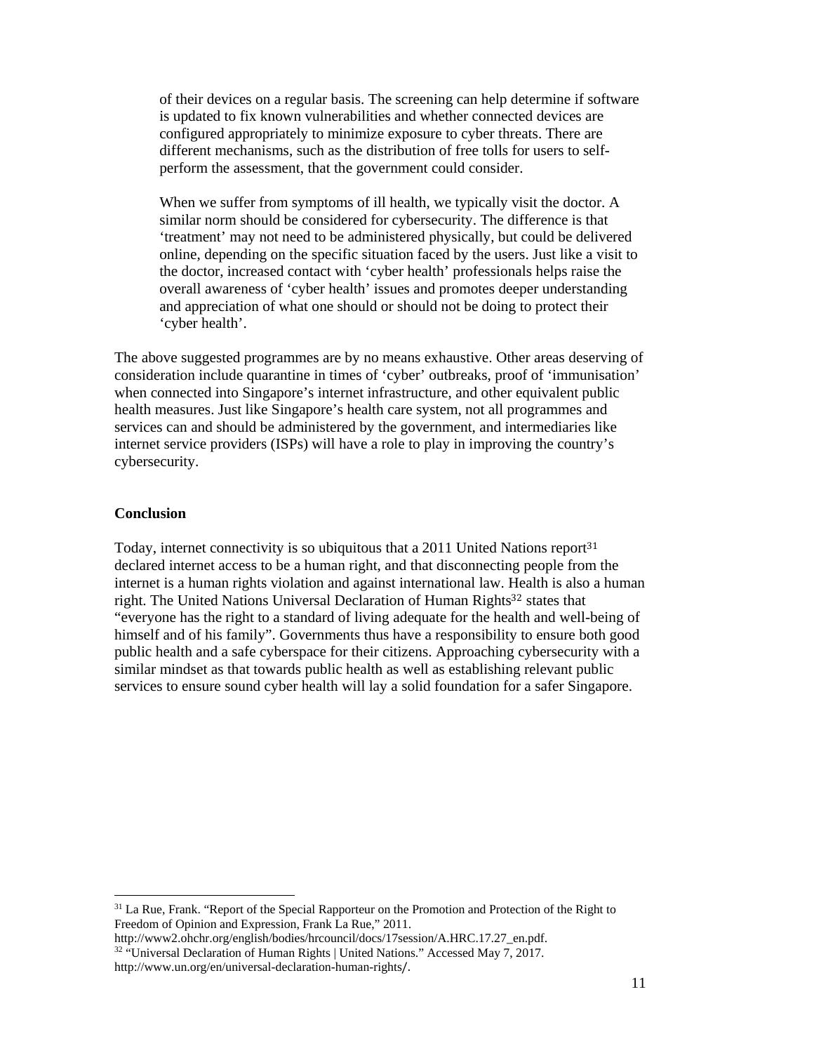of their devices on a regular basis. The screening can help determine if software is updated to fix known vulnerabilities and whether connected devices are configured appropriately to minimize exposure to cyber threats. There are different mechanisms, such as the distribution of free tolls for users to self-perform the assessment, that the government could consider.

When we suffer from symptoms of ill health, we typically visit the doctor. A similar norm should be considered for cybersecurity. The difference is that 'treatment' may not need to be administered physically, but could be delivered online, depending on the specific situation faced by the users. Just like a visit to the doctor, increased contact with 'cyber health' professionals helps raise the overall awareness of 'cyber health' issues and promotes deeper understanding and appreciation of what one should or should not be doing to protect their 'cyber health'.

The above suggested programmes are by no means exhaustive. Other areas deserving of consideration include quarantine in times of 'cyber' outbreaks, proof of 'immunisation' when connected into Singapore's internet infrastructure, and other equivalent public health measures. Just like Singapore's health care system, not all programmes and services can and should be administered by the government, and intermediaries like internet service providers (ISPs) will have a role to play in improving the country's cybersecurity.

**Conclusion**

Today, internet connectivity is so ubiquitous that a 2011 United Nations report[31] declared internet access to be a human right, and that disconnecting people from the internet is a human rights violation and against international law. Health is also a human right. The United Nations Universal Declaration of Human Rights[32] states that "everyone has the right to a standard of living adequate for the health and well-being of himself and of his family". Governments thus have a responsibility to ensure both good public health and a safe cyberspace for their citizens. Approaching cybersecurity with a similar mindset as that towards public health as well as establishing relevant public services to ensure sound cyber health will lay a solid foundation for a safer Singapore.

---

[31] La Rue, Frank. "Report of the Special Rapporteur on the Promotion and Protection of the Right to Freedom of Opinion and Expression, Frank La Rue," 2011. http://www2.ohchr.org/english/bodies/hrcouncil/docs/17session/A.HRC.17.27_en.pdf.

[32] "Universal Declaration of Human Rights | United Nations." Accessed May 7, 2017. http://www.un.org/en/universal-declaration-human-rights/.